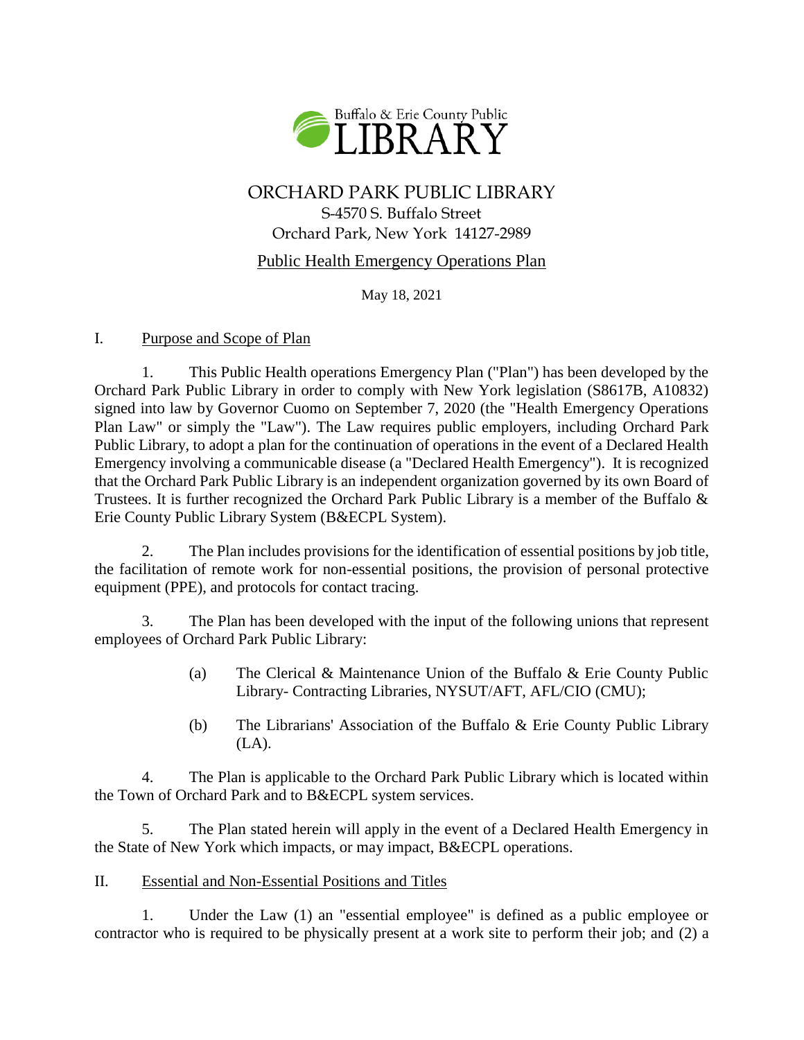Buffalo & Erie County Public

LIBRARY

# ORCHARD PARK PUBLIC LIBRARY

S-4570 S. Buffalo Street
Orchard Park, New York 14127-2989

## Public Health Emergency Operations Plan

May 18, 2021

## I. Purpose and Scope of Plan

1. This Public Health operations Emergency Plan ("Plan") has been developed by the Orchard Park Public Library in order to comply with New York legislation (S8617B, A10832) signed into law by Governor Cuomo on September 7, 2020 (the "Health Emergency Operations Plan Law" or simply the "Law"). The Law requires public employers, including Orchard Park Public Library, to adopt a plan for the continuation of operations in the event of a Declared Health Emergency involving a communicable disease (a "Declared Health Emergency"). It is recognized that the Orchard Park Public Library is an independent organization governed by its own Board of Trustees. It is further recognized the Orchard Park Public Library is a member of the Buffalo & Erie County Public Library System (B&ECPL System).

2. The Plan includes provisions for the identification of essential positions by job title, the facilitation of remote work for non-essential positions, the provision of personal protective equipment (PPE), and protocols for contact tracing.

3. The Plan has been developed with the input of the following unions that represent employees of Orchard Park Public Library:

   (a) The Clerical & Maintenance Union of the Buffalo & Erie County Public Library- Contracting Libraries, NYSUT/AFT, AFL/CIO (CMU);

   (b) The Librarians' Association of the Buffalo & Erie County Public Library (LA).

4. The Plan is applicable to the Orchard Park Public Library which is located within the Town of Orchard Park and to B&ECPL system services.

5. The Plan stated herein will apply in the event of a Declared Health Emergency in the State of New York which impacts, or may impact, B&ECPL operations.

## II. Essential and Non-Essential Positions and Titles

1. Under the Law (1) an "essential employee" is defined as a public employee or contractor who is required to be physically present at a work site to perform their job; and (2) a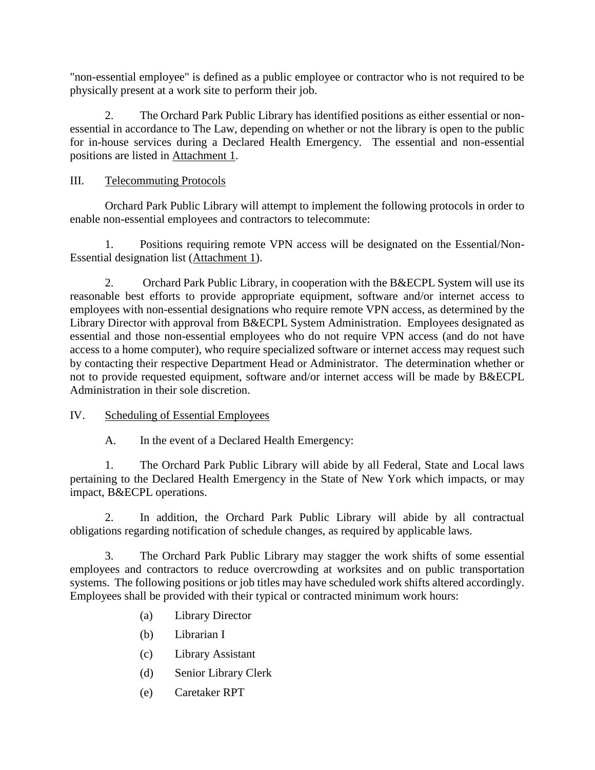"non-essential employee" is defined as a public employee or contractor who is not required to be physically present at a work site to perform their job.

2. The Orchard Park Public Library has identified positions as either essential or non-essential in accordance to The Law, depending on whether or not the library is open to the public for in-house services during a Declared Health Emergency. The essential and non-essential positions are listed in Attachment 1.

III. Telecommuting Protocols

Orchard Park Public Library will attempt to implement the following protocols in order to enable non-essential employees and contractors to telecommute:

1. Positions requiring remote VPN access will be designated on the Essential/Non-Essential designation list (Attachment 1).

2. Orchard Park Public Library, in cooperation with the B&ECPL System will use its reasonable best efforts to provide appropriate equipment, software and/or internet access to employees with non-essential designations who require remote VPN access, as determined by the Library Director with approval from B&ECPL System Administration. Employees designated as essential and those non-essential employees who do not require VPN access (and do not have access to a home computer), who require specialized software or internet access may request such by contacting their respective Department Head or Administrator. The determination whether or not to provide requested equipment, software and/or internet access will be made by B&ECPL Administration in their sole discretion.

IV. Scheduling of Essential Employees

A. In the event of a Declared Health Emergency:

1. The Orchard Park Public Library will abide by all Federal, State and Local laws pertaining to the Declared Health Emergency in the State of New York which impacts, or may impact, B&ECPL operations.

2. In addition, the Orchard Park Public Library will abide by all contractual obligations regarding notification of schedule changes, as required by applicable laws.

3. The Orchard Park Public Library may stagger the work shifts of some essential employees and contractors to reduce overcrowding at worksites and on public transportation systems. The following positions or job titles may have scheduled work shifts altered accordingly. Employees shall be provided with their typical or contracted minimum work hours:

(a) Library Director

(b) Librarian I

(c) Library Assistant

(d) Senior Library Clerk

(e) Caretaker RPT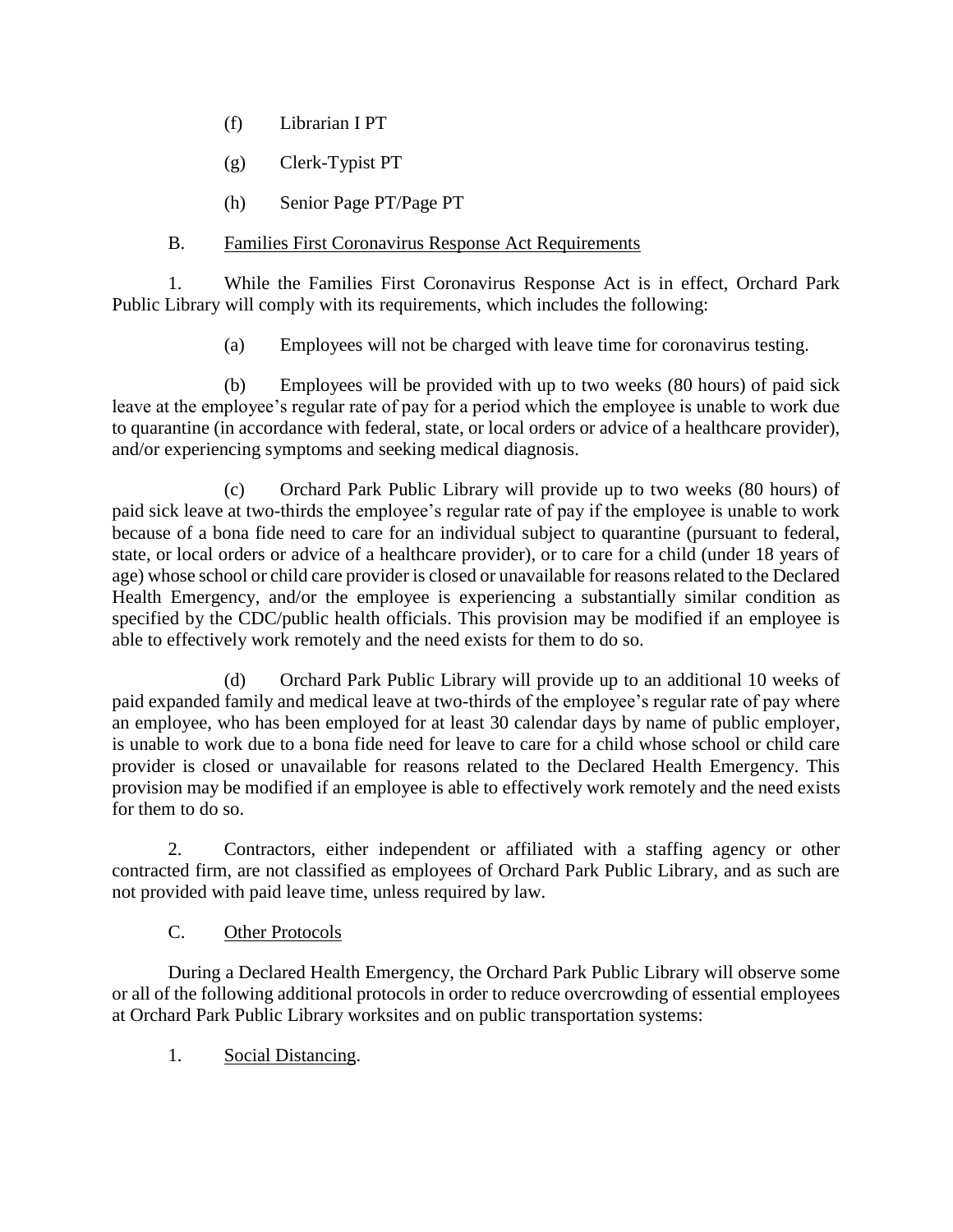(f) Librarian I PT

(g) Clerk-Typist PT

(h) Senior Page PT/Page PT

B. Families First Coronavirus Response Act Requirements

1. While the Families First Coronavirus Response Act is in effect, Orchard Park Public Library will comply with its requirements, which includes the following:

(a) Employees will not be charged with leave time for coronavirus testing.

(b) Employees will be provided with up to two weeks (80 hours) of paid sick leave at the employee's regular rate of pay for a period which the employee is unable to work due to quarantine (in accordance with federal, state, or local orders or advice of a healthcare provider), and/or experiencing symptoms and seeking medical diagnosis.

(c) Orchard Park Public Library will provide up to two weeks (80 hours) of paid sick leave at two-thirds the employee's regular rate of pay if the employee is unable to work because of a bona fide need to care for an individual subject to quarantine (pursuant to federal, state, or local orders or advice of a healthcare provider), or to care for a child (under 18 years of age) whose school or child care provider is closed or unavailable for reasons related to the Declared Health Emergency, and/or the employee is experiencing a substantially similar condition as specified by the CDC/public health officials. This provision may be modified if an employee is able to effectively work remotely and the need exists for them to do so.

(d) Orchard Park Public Library will provide up to an additional 10 weeks of paid expanded family and medical leave at two-thirds of the employee's regular rate of pay where an employee, who has been employed for at least 30 calendar days by name of public employer, is unable to work due to a bona fide need for leave to care for a child whose school or child care provider is closed or unavailable for reasons related to the Declared Health Emergency. This provision may be modified if an employee is able to effectively work remotely and the need exists for them to do so.

2. Contractors, either independent or affiliated with a staffing agency or other contracted firm, are not classified as employees of Orchard Park Public Library, and as such are not provided with paid leave time, unless required by law.

C. Other Protocols

During a Declared Health Emergency, the Orchard Park Public Library will observe some or all of the following additional protocols in order to reduce overcrowding of essential employees at Orchard Park Public Library worksites and on public transportation systems:

1. Social Distancing.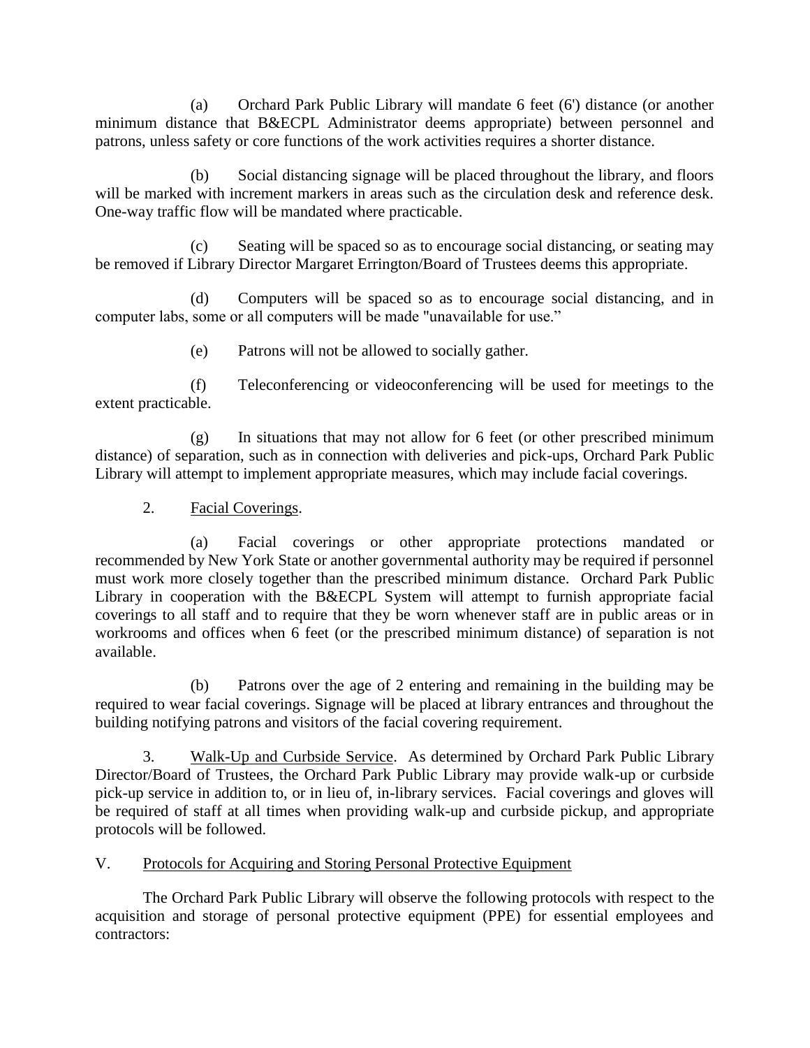(a) Orchard Park Public Library will mandate 6 feet (6') distance (or another minimum distance that B&ECPL Administrator deems appropriate) between personnel and patrons, unless safety or core functions of the work activities requires a shorter distance.

(b) Social distancing signage will be placed throughout the library, and floors will be marked with increment markers in areas such as the circulation desk and reference desk. One-way traffic flow will be mandated where practicable.

(c) Seating will be spaced so as to encourage social distancing, or seating may be removed if Library Director Margaret Errington/Board of Trustees deems this appropriate.

(d) Computers will be spaced so as to encourage social distancing, and in computer labs, some or all computers will be made "unavailable for use."

(e) Patrons will not be allowed to socially gather.

(f) Teleconferencing or videoconferencing will be used for meetings to the extent practicable.

(g) In situations that may not allow for 6 feet (or other prescribed minimum distance) of separation, such as in connection with deliveries and pick-ups, Orchard Park Public Library will attempt to implement appropriate measures, which may include facial coverings.

2. Facial Coverings.

(a) Facial coverings or other appropriate protections mandated or recommended by New York State or another governmental authority may be required if personnel must work more closely together than the prescribed minimum distance. Orchard Park Public Library in cooperation with the B&ECPL System will attempt to furnish appropriate facial coverings to all staff and to require that they be worn whenever staff are in public areas or in workrooms and offices when 6 feet (or the prescribed minimum distance) of separation is not available.

(b) Patrons over the age of 2 entering and remaining in the building may be required to wear facial coverings. Signage will be placed at library entrances and throughout the building notifying patrons and visitors of the facial covering requirement.

3. Walk-Up and Curbside Service. As determined by Orchard Park Public Library Director/Board of Trustees, the Orchard Park Public Library may provide walk-up or curbside pick-up service in addition to, or in lieu of, in-library services. Facial coverings and gloves will be required of staff at all times when providing walk-up and curbside pickup, and appropriate protocols will be followed.

## V. Protocols for Acquiring and Storing Personal Protective Equipment

The Orchard Park Public Library will observe the following protocols with respect to the acquisition and storage of personal protective equipment (PPE) for essential employees and contractors: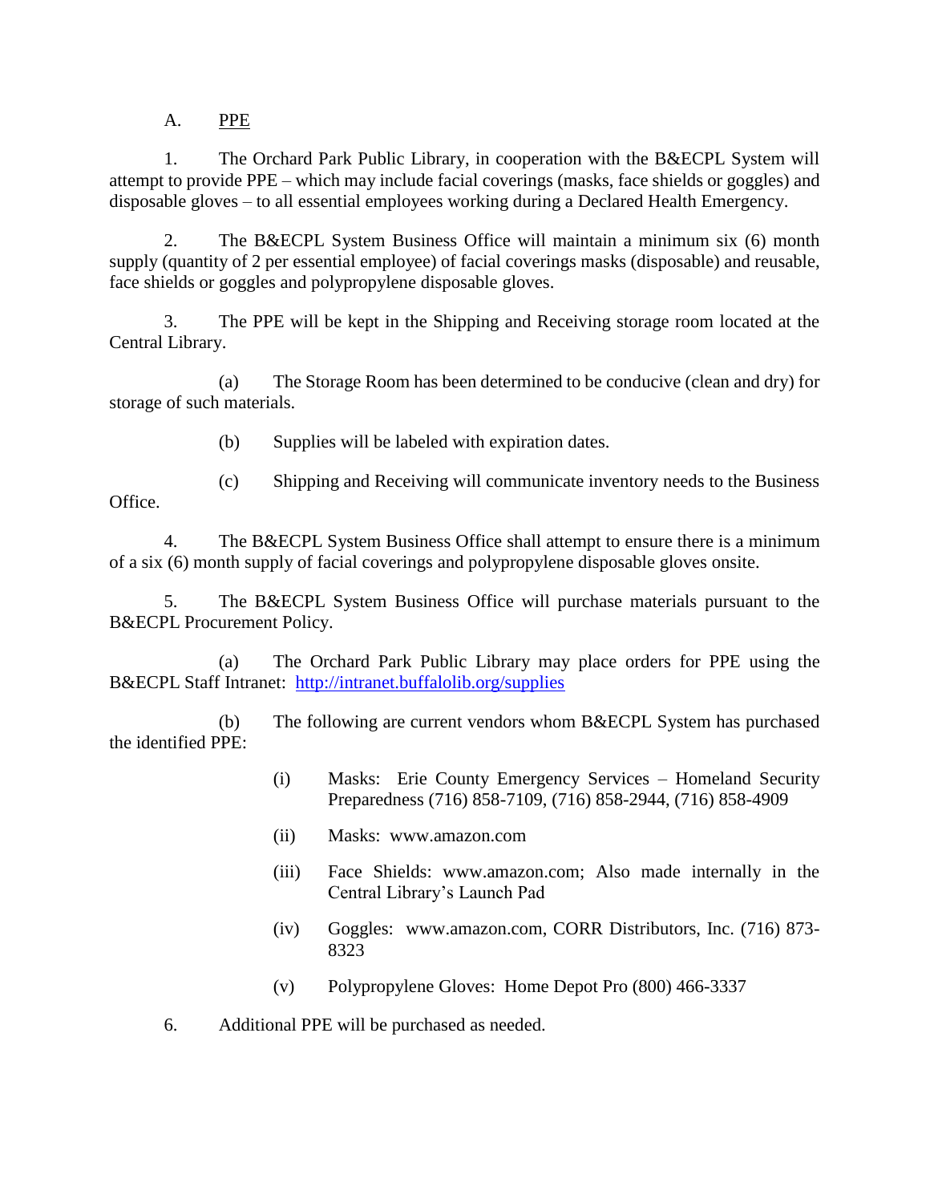A. PPE

1. The Orchard Park Public Library, in cooperation with the B&ECPL System will attempt to provide PPE – which may include facial coverings (masks, face shields or goggles) and disposable gloves – to all essential employees working during a Declared Health Emergency.

2. The B&ECPL System Business Office will maintain a minimum six (6) month supply (quantity of 2 per essential employee) of facial coverings masks (disposable) and reusable, face shields or goggles and polypropylene disposable gloves.

3. The PPE will be kept in the Shipping and Receiving storage room located at the Central Library.

   (a) The Storage Room has been determined to be conducive (clean and dry) for storage of such materials.

   (b) Supplies will be labeled with expiration dates.

   (c) Shipping and Receiving will communicate inventory needs to the Business Office.

4. The B&ECPL System Business Office shall attempt to ensure there is a minimum of a six (6) month supply of facial coverings and polypropylene disposable gloves onsite.

5. The B&ECPL System Business Office will purchase materials pursuant to the B&ECPL Procurement Policy.

   (a) The Orchard Park Public Library may place orders for PPE using the B&ECPL Staff Intranet: [http://intranet.buffalolib.org/supplies](http://intranet.buffalolib.org/supplies)

   (b) The following are current vendors whom B&ECPL System has purchased the identified PPE:

      (i) Masks: Erie County Emergency Services – Homeland Security Preparedness (716) 858-7109, (716) 858-2944, (716) 858-4909

      (ii) Masks: www.amazon.com

      (iii) Face Shields: www.amazon.com; Also made internally in the Central Library's Launch Pad

      (iv) Goggles: www.amazon.com, CORR Distributors, Inc. (716) 873-8323

      (v) Polypropylene Gloves: Home Depot Pro (800) 466-3337

6. Additional PPE will be purchased as needed.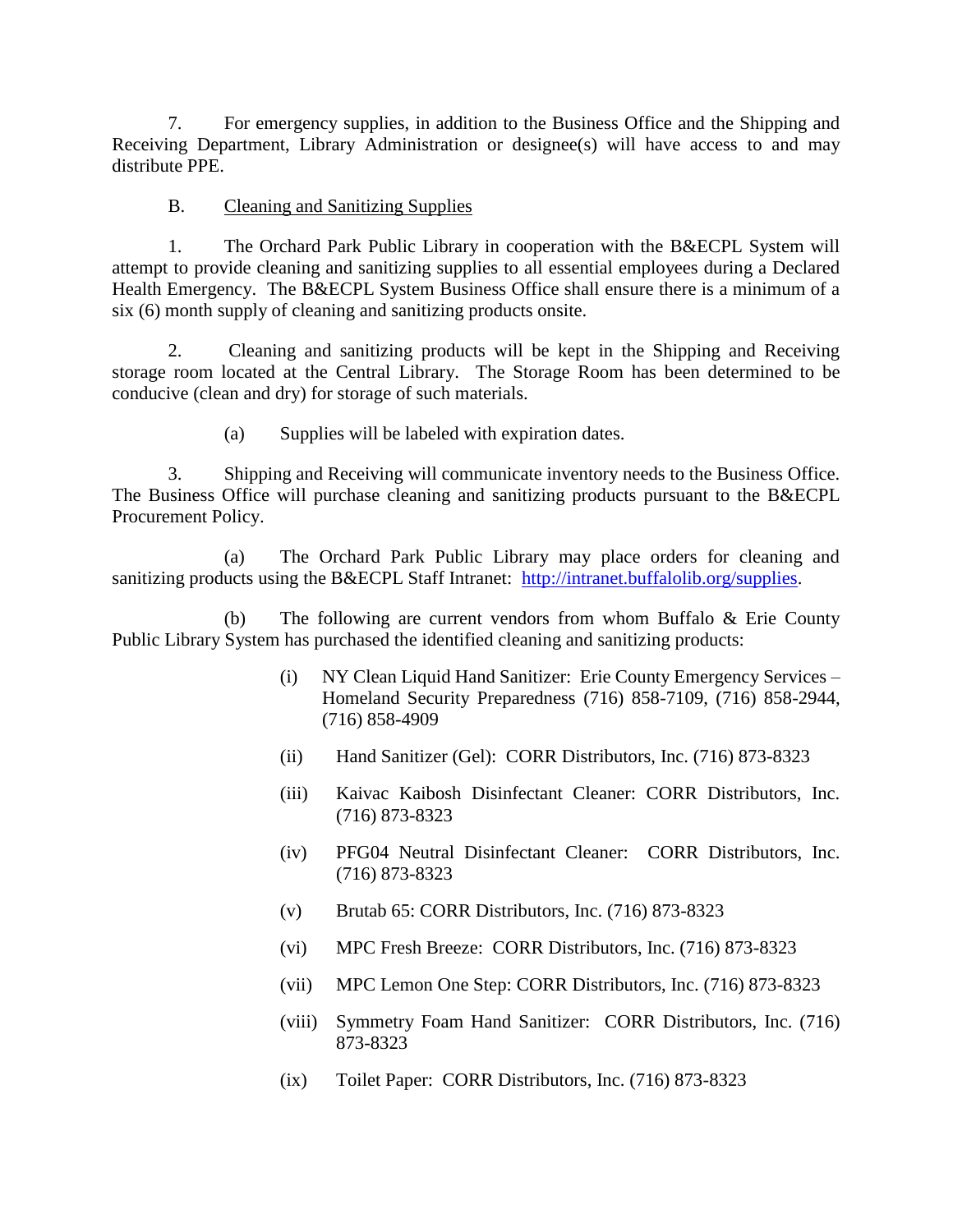7. For emergency supplies, in addition to the Business Office and the Shipping and Receiving Department, Library Administration or designee(s) will have access to and may distribute PPE.

B. <u>Cleaning and Sanitizing Supplies</u>

1. The Orchard Park Public Library in cooperation with the B&ECPL System will attempt to provide cleaning and sanitizing supplies to all essential employees during a Declared Health Emergency. The B&ECPL System Business Office shall ensure there is a minimum of a six (6) month supply of cleaning and sanitizing products onsite.

2. Cleaning and sanitizing products will be kept in the Shipping and Receiving storage room located at the Central Library. The Storage Room has been determined to be conducive (clean and dry) for storage of such materials.

(a) Supplies will be labeled with expiration dates.

3. Shipping and Receiving will communicate inventory needs to the Business Office. The Business Office will purchase cleaning and sanitizing products pursuant to the B&ECPL Procurement Policy.

(a) The Orchard Park Public Library may place orders for cleaning and sanitizing products using the B&ECPL Staff Intranet: [http://intranet.buffalolib.org/supplies](http://intranet.buffalolib.org/supplies).

(b) The following are current vendors from whom Buffalo & Erie County Public Library System has purchased the identified cleaning and sanitizing products:

(i) NY Clean Liquid Hand Sanitizer: Erie County Emergency Services – Homeland Security Preparedness (716) 858-7109, (716) 858-2944, (716) 858-4909

(ii) Hand Sanitizer (Gel): CORR Distributors, Inc. (716) 873-8323

(iii) Kaivac Kaibosh Disinfectant Cleaner: CORR Distributors, Inc. (716) 873-8323

(iv) PFG04 Neutral Disinfectant Cleaner: CORR Distributors, Inc. (716) 873-8323

(v) Brutab 65: CORR Distributors, Inc. (716) 873-8323

(vi) MPC Fresh Breeze: CORR Distributors, Inc. (716) 873-8323

(vii) MPC Lemon One Step: CORR Distributors, Inc. (716) 873-8323

(viii) Symmetry Foam Hand Sanitizer: CORR Distributors, Inc. (716) 873-8323

(ix) Toilet Paper: CORR Distributors, Inc. (716) 873-8323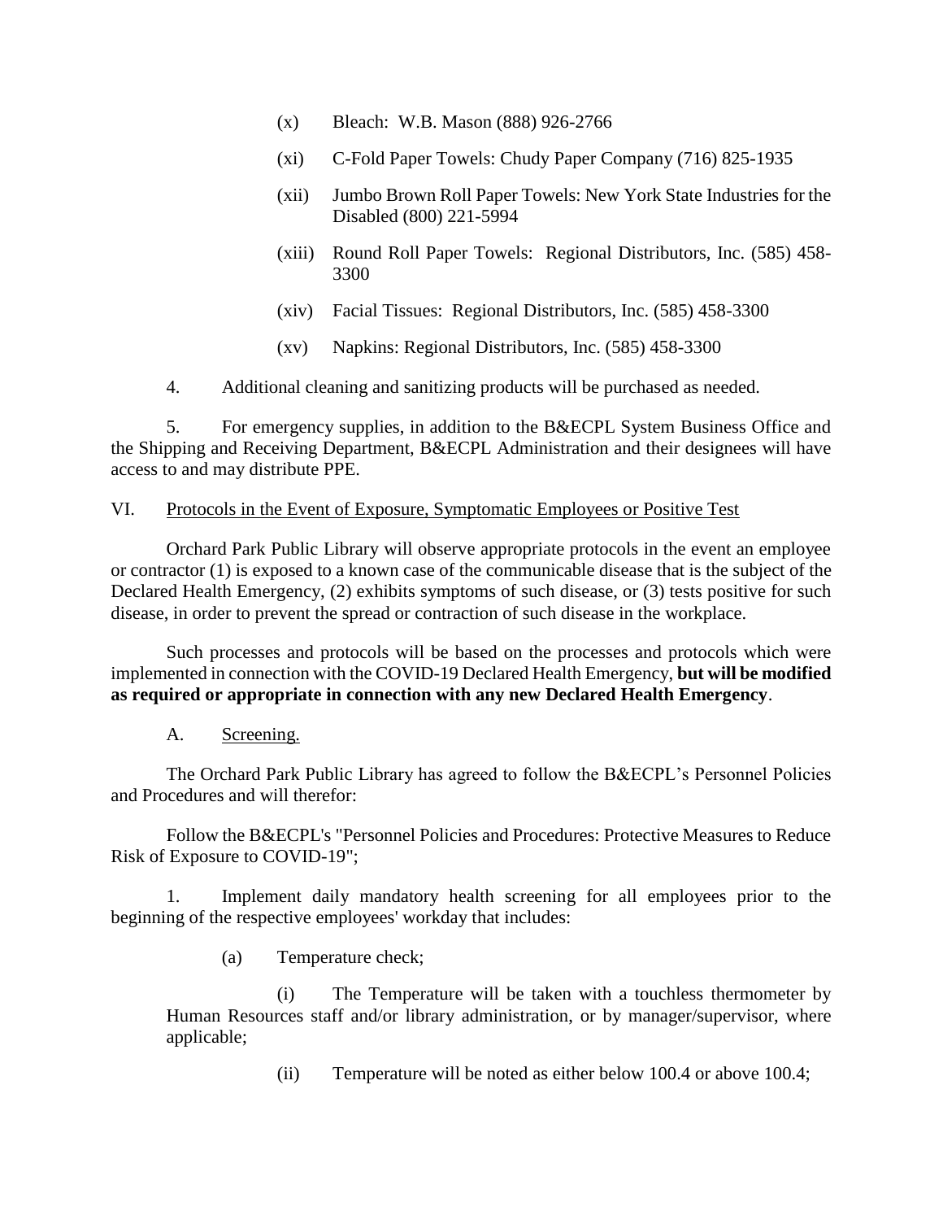(x) Bleach: W.B. Mason (888) 926-2766

(xi) C-Fold Paper Towels: Chudy Paper Company (716) 825-1935

(xii) Jumbo Brown Roll Paper Towels: New York State Industries for the Disabled (800) 221-5994

(xiii) Round Roll Paper Towels: Regional Distributors, Inc. (585) 458-3300

(xiv) Facial Tissues: Regional Distributors, Inc. (585) 458-3300

(xv) Napkins: Regional Distributors, Inc. (585) 458-3300

4. Additional cleaning and sanitizing products will be purchased as needed.

5. For emergency supplies, in addition to the B&ECPL System Business Office and the Shipping and Receiving Department, B&ECPL Administration and their designees will have access to and may distribute PPE.

VI. Protocols in the Event of Exposure, Symptomatic Employees or Positive Test

Orchard Park Public Library will observe appropriate protocols in the event an employee or contractor (1) is exposed to a known case of the communicable disease that is the subject of the Declared Health Emergency, (2) exhibits symptoms of such disease, or (3) tests positive for such disease, in order to prevent the spread or contraction of such disease in the workplace.

Such processes and protocols will be based on the processes and protocols which were implemented in connection with the COVID-19 Declared Health Emergency, **but will be modified as required or appropriate in connection with any new Declared Health Emergency**.

A. Screening.

The Orchard Park Public Library has agreed to follow the B&ECPL's Personnel Policies and Procedures and will therefor:

Follow the B&ECPL's "Personnel Policies and Procedures: Protective Measures to Reduce Risk of Exposure to COVID-19";

1. Implement daily mandatory health screening for all employees prior to the beginning of the respective employees' workday that includes:

(a) Temperature check;

(i) The Temperature will be taken with a touchless thermometer by Human Resources staff and/or library administration, or by manager/supervisor, where applicable;

(ii) Temperature will be noted as either below 100.4 or above 100.4;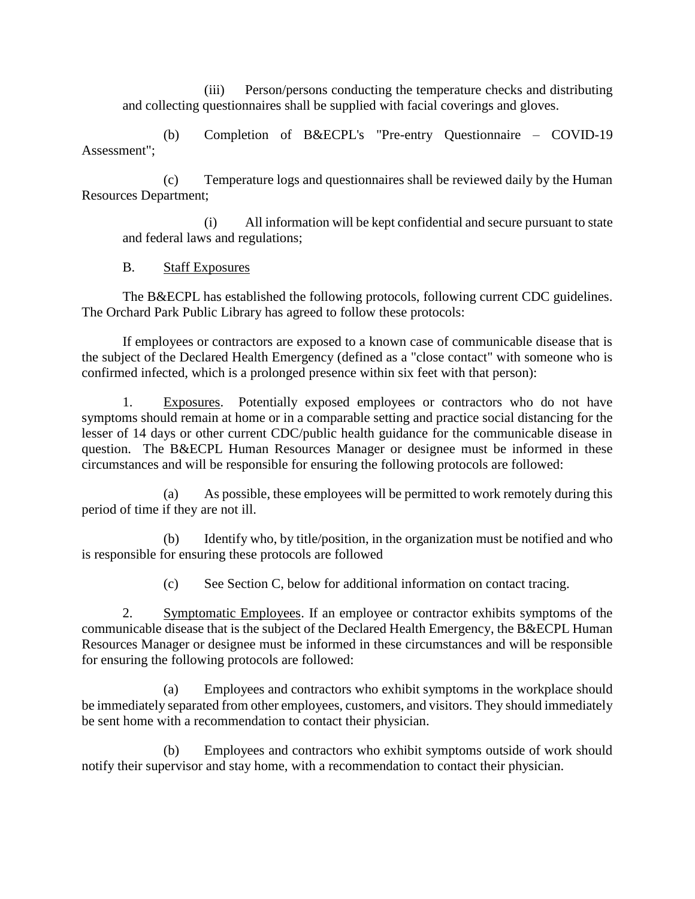(iii) Person/persons conducting the temperature checks and distributing and collecting questionnaires shall be supplied with facial coverings and gloves.

(b) Completion of B&ECPL's "Pre-entry Questionnaire – COVID-19 Assessment";

(c) Temperature logs and questionnaires shall be reviewed daily by the Human Resources Department;

(i) All information will be kept confidential and secure pursuant to state and federal laws and regulations;

B. <u>Staff Exposures</u>

The B&ECPL has established the following protocols, following current CDC guidelines. The Orchard Park Public Library has agreed to follow these protocols:

If employees or contractors are exposed to a known case of communicable disease that is the subject of the Declared Health Emergency (defined as a "close contact" with someone who is confirmed infected, which is a prolonged presence within six feet with that person):

1. <u>Exposures</u>. Potentially exposed employees or contractors who do not have symptoms should remain at home or in a comparable setting and practice social distancing for the lesser of 14 days or other current CDC/public health guidance for the communicable disease in question. The B&ECPL Human Resources Manager or designee must be informed in these circumstances and will be responsible for ensuring the following protocols are followed:

(a) As possible, these employees will be permitted to work remotely during this period of time if they are not ill.

(b) Identify who, by title/position, in the organization must be notified and who is responsible for ensuring these protocols are followed

(c) See Section C, below for additional information on contact tracing.

2. <u>Symptomatic Employees</u>. If an employee or contractor exhibits symptoms of the communicable disease that is the subject of the Declared Health Emergency, the B&ECPL Human Resources Manager or designee must be informed in these circumstances and will be responsible for ensuring the following protocols are followed:

(a) Employees and contractors who exhibit symptoms in the workplace should be immediately separated from other employees, customers, and visitors. They should immediately be sent home with a recommendation to contact their physician.

(b) Employees and contractors who exhibit symptoms outside of work should notify their supervisor and stay home, with a recommendation to contact their physician.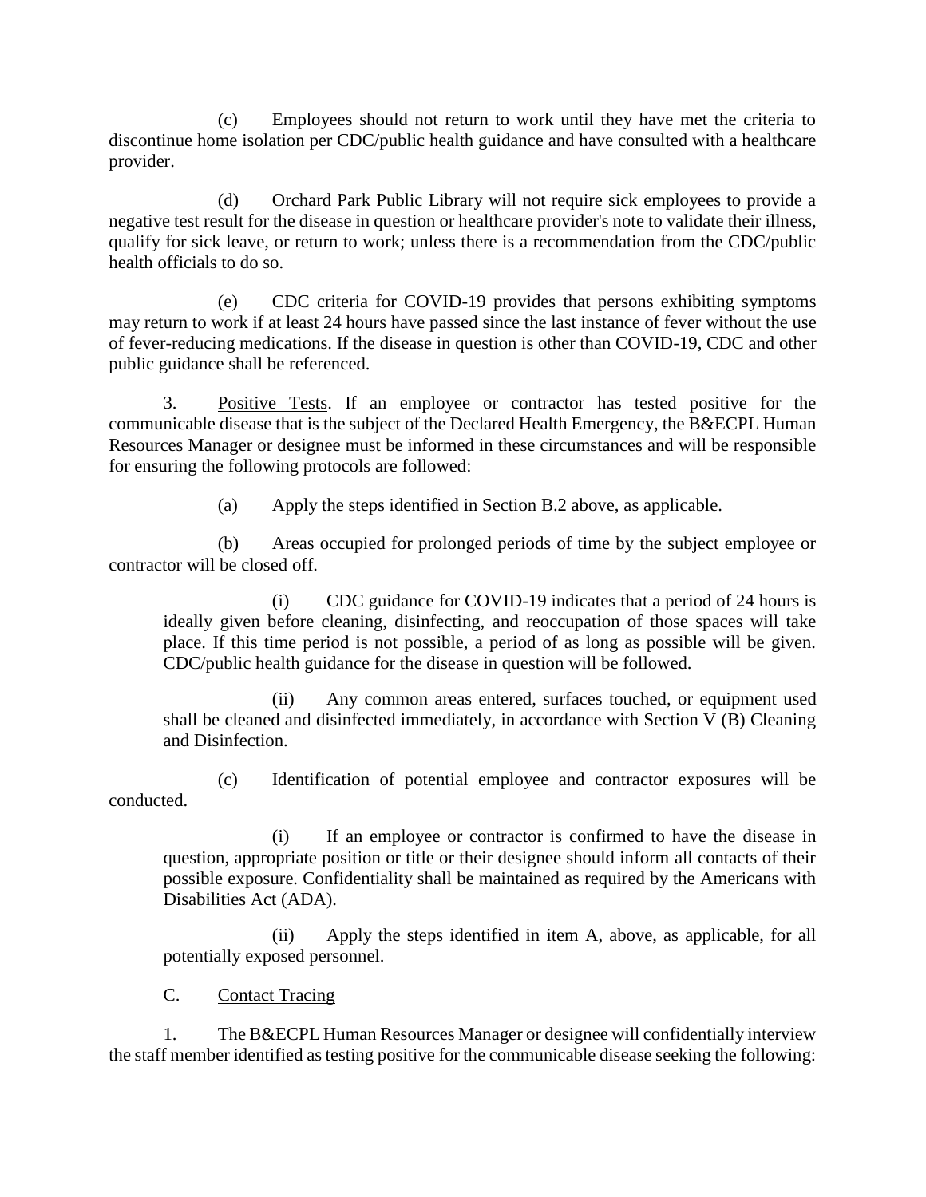(c) Employees should not return to work until they have met the criteria to discontinue home isolation per CDC/public health guidance and have consulted with a healthcare provider.

(d) Orchard Park Public Library will not require sick employees to provide a negative test result for the disease in question or healthcare provider's note to validate their illness, qualify for sick leave, or return to work; unless there is a recommendation from the CDC/public health officials to do so.

(e) CDC criteria for COVID-19 provides that persons exhibiting symptoms may return to work if at least 24 hours have passed since the last instance of fever without the use of fever-reducing medications. If the disease in question is other than COVID-19, CDC and other public guidance shall be referenced.

3. Positive Tests. If an employee or contractor has tested positive for the communicable disease that is the subject of the Declared Health Emergency, the B&ECPL Human Resources Manager or designee must be informed in these circumstances and will be responsible for ensuring the following protocols are followed:

(a) Apply the steps identified in Section B.2 above, as applicable.

(b) Areas occupied for prolonged periods of time by the subject employee or contractor will be closed off.

(i) CDC guidance for COVID-19 indicates that a period of 24 hours is ideally given before cleaning, disinfecting, and reoccupation of those spaces will take place. If this time period is not possible, a period of as long as possible will be given. CDC/public health guidance for the disease in question will be followed.

(ii) Any common areas entered, surfaces touched, or equipment used shall be cleaned and disinfected immediately, in accordance with Section V (B) Cleaning and Disinfection.

(c) Identification of potential employee and contractor exposures will be conducted.

(i) If an employee or contractor is confirmed to have the disease in question, appropriate position or title or their designee should inform all contacts of their possible exposure. Confidentiality shall be maintained as required by the Americans with Disabilities Act (ADA).

(ii) Apply the steps identified in item A, above, as applicable, for all potentially exposed personnel.

C. Contact Tracing

1. The B&ECPL Human Resources Manager or designee will confidentially interview the staff member identified as testing positive for the communicable disease seeking the following: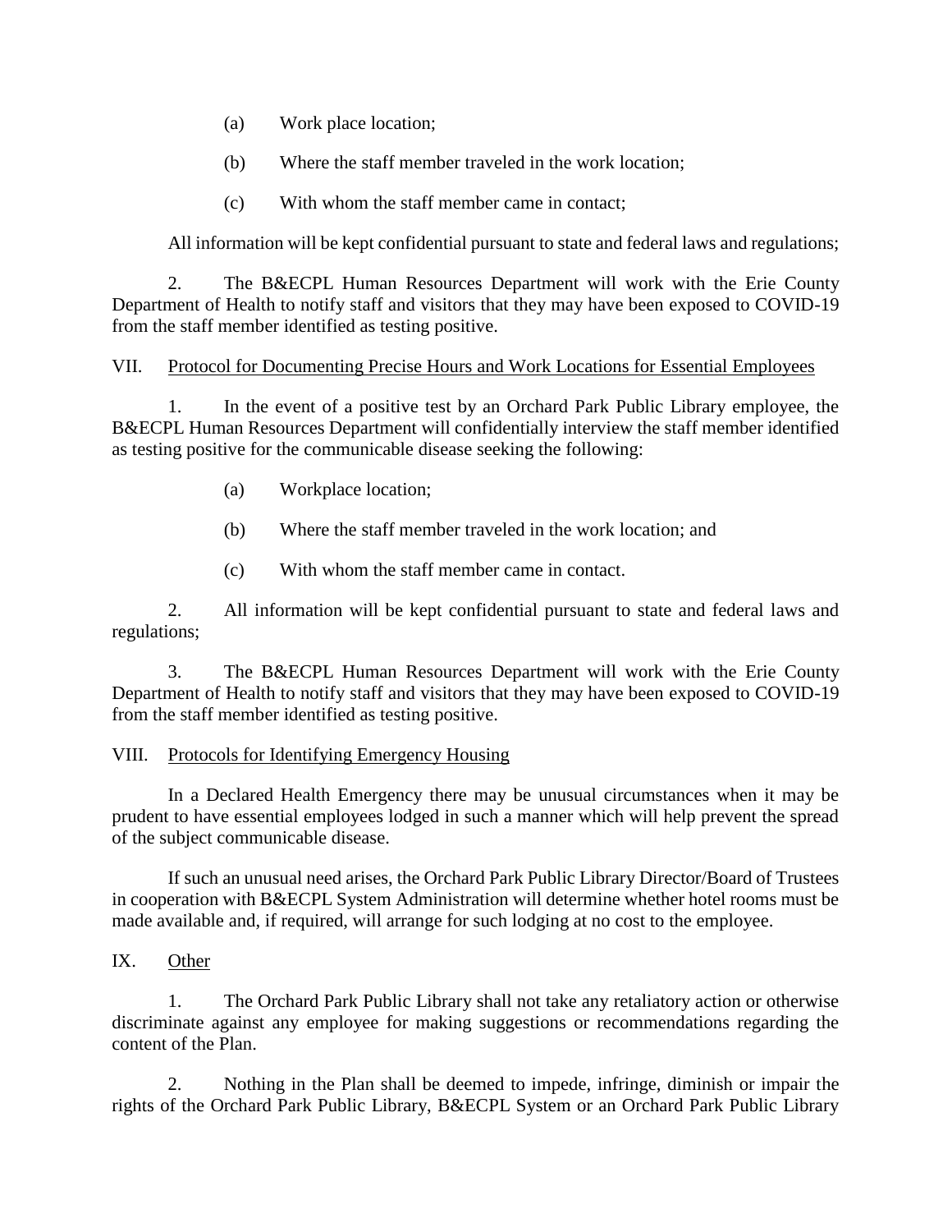(a) Work place location;

(b) Where the staff member traveled in the work location;

(c) With whom the staff member came in contact;

All information will be kept confidential pursuant to state and federal laws and regulations;

2. The B&ECPL Human Resources Department will work with the Erie County Department of Health to notify staff and visitors that they may have been exposed to COVID-19 from the staff member identified as testing positive.

VII. Protocol for Documenting Precise Hours and Work Locations for Essential Employees

1. In the event of a positive test by an Orchard Park Public Library employee, the B&ECPL Human Resources Department will confidentially interview the staff member identified as testing positive for the communicable disease seeking the following:

(a) Workplace location;

(b) Where the staff member traveled in the work location; and

(c) With whom the staff member came in contact.

2. All information will be kept confidential pursuant to state and federal laws and regulations;

3. The B&ECPL Human Resources Department will work with the Erie County Department of Health to notify staff and visitors that they may have been exposed to COVID-19 from the staff member identified as testing positive.

VIII. Protocols for Identifying Emergency Housing

In a Declared Health Emergency there may be unusual circumstances when it may be prudent to have essential employees lodged in such a manner which will help prevent the spread of the subject communicable disease.

If such an unusual need arises, the Orchard Park Public Library Director/Board of Trustees in cooperation with B&ECPL System Administration will determine whether hotel rooms must be made available and, if required, will arrange for such lodging at no cost to the employee.

IX. Other

1. The Orchard Park Public Library shall not take any retaliatory action or otherwise discriminate against any employee for making suggestions or recommendations regarding the content of the Plan.

2. Nothing in the Plan shall be deemed to impede, infringe, diminish or impair the rights of the Orchard Park Public Library, B&ECPL System or an Orchard Park Public Library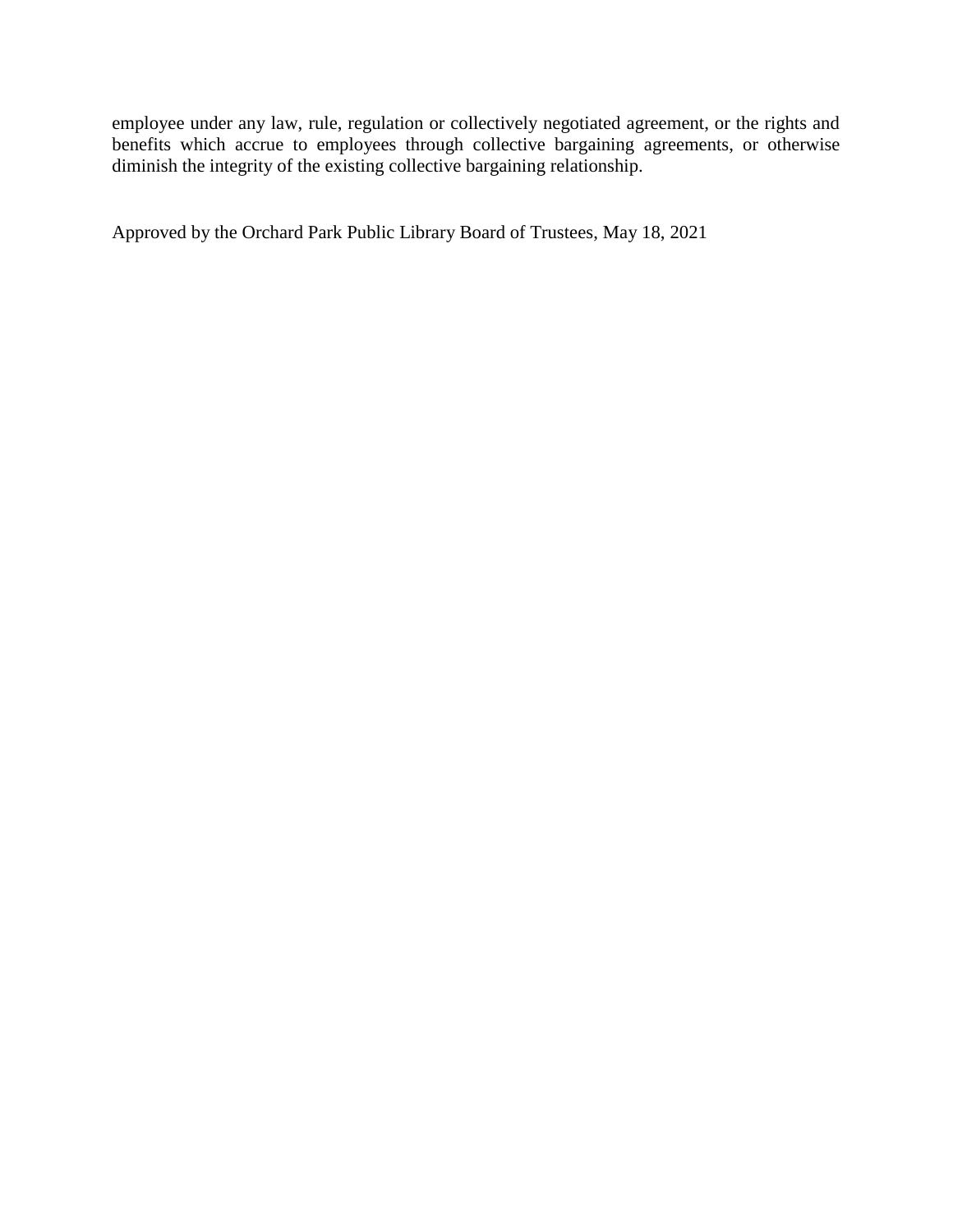employee under any law, rule, regulation or collectively negotiated agreement, or the rights and benefits which accrue to employees through collective bargaining agreements, or otherwise diminish the integrity of the existing collective bargaining relationship.

Approved by the Orchard Park Public Library Board of Trustees, May 18, 2021